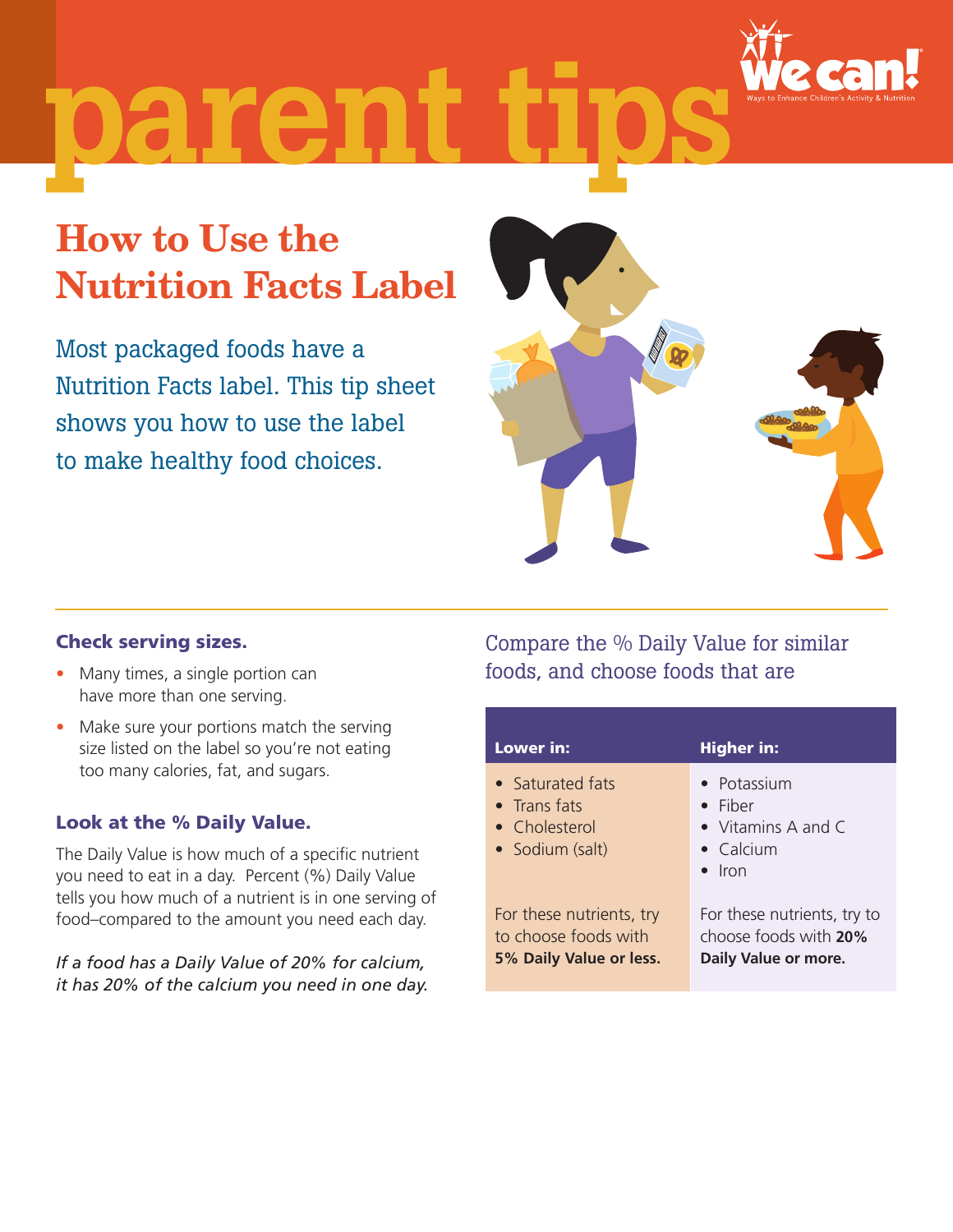# parent tips

We can! Ways to Enhance Children's Activity & Nutrition

## How to Use the Nutrition Facts Label

Most packaged foods have a Nutrition Facts label. This tip sheet shows you how to use the label to make healthy food choices.

### Check serving sizes.

- Many times, a single portion can have more than one serving.
- Make sure your portions match the serving size listed on the label so you're not eating too many calories, fat, and sugars.

### Look at the % Daily Value.

The Daily Value is how much of a specific nutrient you need to eat in a day. Percent (%) Daily Value tells you how much of a nutrient is in one serving of food–compared to the amount you need each day.

*If a food has a Daily Value of 20% for calcium, it has 20% of the calcium you need in one day.*

Compare the % Daily Value for similar foods, and choose foods that are

| Lower in: | Higher in: |
|---|---|
| • Saturated fats<br>• Trans fats<br>• Cholesterol<br>• Sodium (salt) | • Potassium<br>• Fiber<br>• Vitamins A and C<br>• Calcium<br>• Iron |
| For these nutrients, try to choose foods with **5% Daily Value or less.** | For these nutrients, try to choose foods with **20% Daily Value or more.** |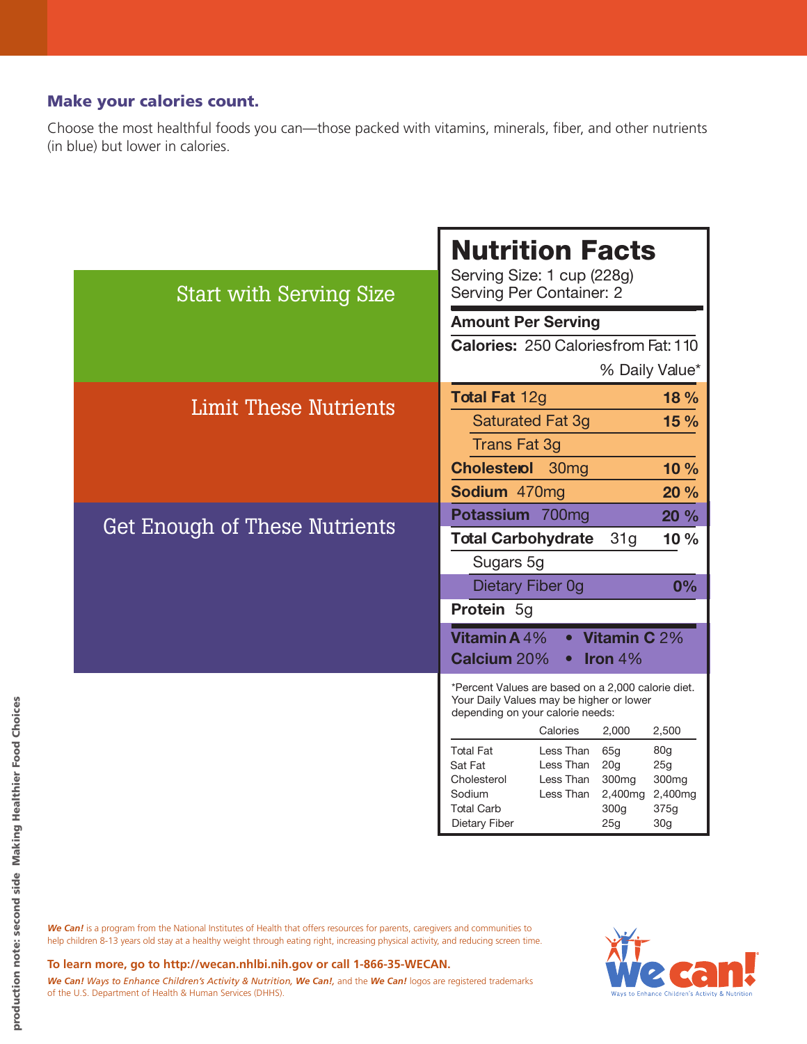**Make your calories count.**

Choose the most healthful foods you can—those packed with vitamins, minerals, fiber, and other nutrients (in blue) but lower in calories.

Start with Serving Size

Limit These Nutrients

Get Enough of These Nutrients

# Nutrition Facts

Serving Size: 1 cup (228g)
Serving Per Container: 2

**Amount Per Serving**

**Calories:** 250 Calories from Fat: 110

% Daily Value*

| | |
|---|---|
| **Total Fat** 12g | **18 %** |
| Saturated Fat 3g | **15 %** |
| Trans Fat 3g | |
| **Cholesterol** 30mg | **10 %** |
| **Sodium** 470mg | **20 %** |
| **Potassium** 700mg | **20 %** |
| **Total Carbohydrate** 31g | **10 %** |
| Sugars 5g | |
| Dietary Fiber 0g | **0%** |
| **Protein** 5g | |

**Vitamin A** 4% • **Vitamin C** 2%
**Calcium** 20% • **Iron** 4%

*Percent Values are based on a 2,000 calorie diet. Your Daily Values may be higher or lower depending on your calorie needs:

| | Calories | 2,000 | 2,500 |
|---|---|---|---|
| Total Fat | Less Than | 65g | 80g |
| Sat Fat | Less Than | 20g | 25g |
| Cholesterol | Less Than | 300mg | 300mg |
| Sodium | Less Than | 2,400mg | 2,400mg |
| Total Carb | | 300g | 375g |
| Dietary Fiber | | 25g | 30g |

*We Can!* is a program from the National Institutes of Health that offers resources for parents, caregivers and communities to help children 8-13 years old stay at a healthy weight through eating right, increasing physical activity, and reducing screen time.

**To learn more, go to http://wecan.nhlbi.nih.gov or call 1-866-35-WECAN.**

***We Can!*** *Ways to Enhance Children's Activity & Nutrition,* ***We Can!,*** and the ***We Can!*** logos are registered trademarks of the U.S. Department of Health & Human Services (DHHS).

we can! Ways to Enhance Children's Activity & Nutrition

production note: second side Making Healthier Food Choices